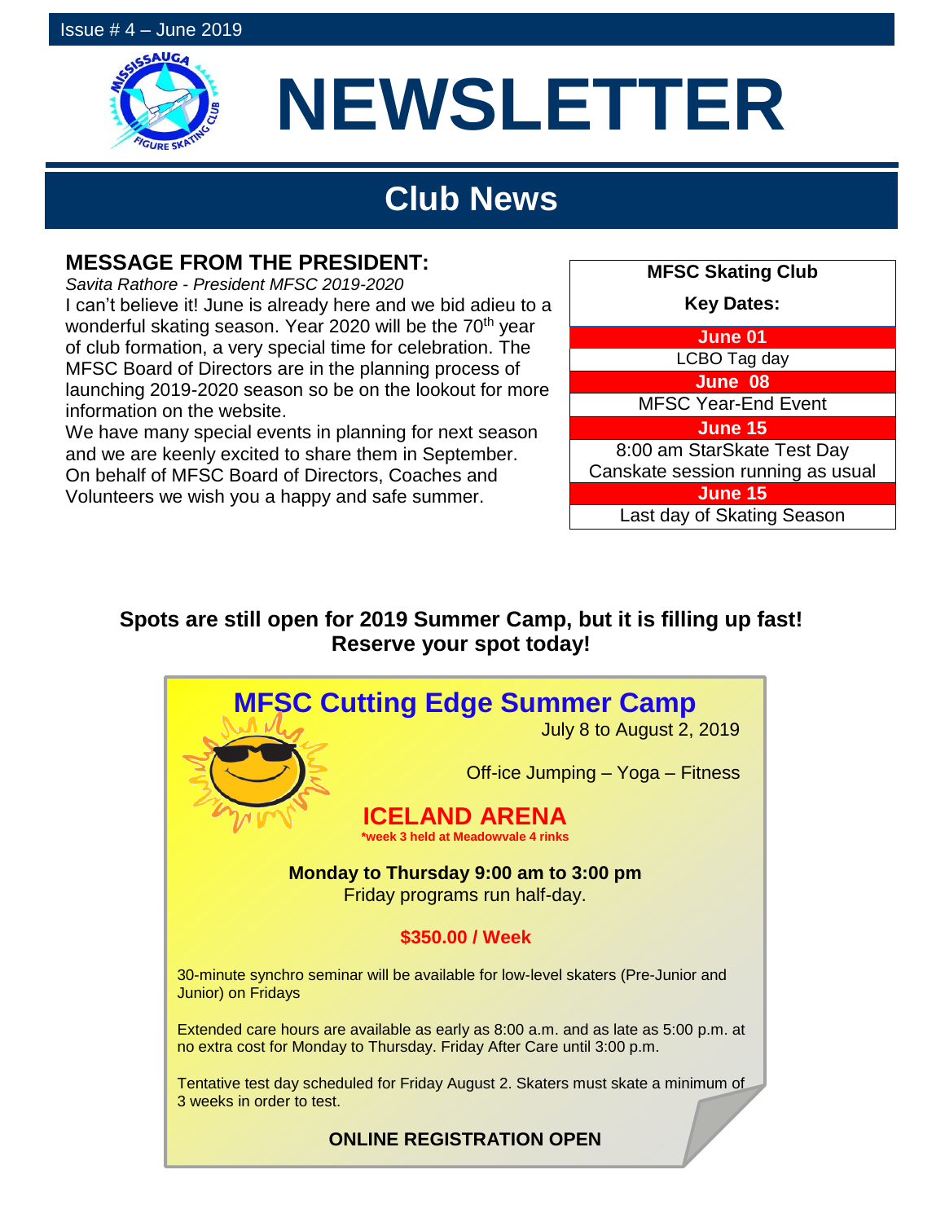Issue # 4 – June 2019

# NEWSLETTER

## Club News

### MESSAGE FROM THE PRESIDENT:

*Savita Rathore - President MFSC 2019-2020*

I can't believe it! June is already here and we bid adieu to a wonderful skating season. Year 2020 will be the 70th year of club formation, a very special time for celebration. The MFSC Board of Directors are in the planning process of launching 2019-2020 season so be on the lookout for more information on the website.

We have many special events in planning for next season and we are keenly excited to share them in September. On behalf of MFSC Board of Directors, Coaches and Volunteers we wish you a happy and safe summer.

| MFSC Skating Club Key Dates: |
|---|
| **June 01** |
| LCBO Tag day |
| **June 08** |
| MFSC Year-End Event |
| **June 15** |
| 8:00 am StarSkate Test Day Canskate session running as usual |
| **June 15** |
| Last day of Skating Season |

**Spots are still open for 2019 Summer Camp, but it is filling up fast! Reserve your spot today!**

## MFSC Cutting Edge Summer Camp

July 8 to August 2, 2019

Off-ice Jumping – Yoga – Fitness

### ICELAND ARENA

***week 3 held at Meadowvale 4 rinks**

**Monday to Thursday 9:00 am to 3:00 pm**

Friday programs run half-day.

**$350.00 / Week**

30-minute synchro seminar will be available for low-level skaters (Pre-Junior and Junior) on Fridays

Extended care hours are available as early as 8:00 a.m. and as late as 5:00 p.m. at no extra cost for Monday to Thursday. Friday After Care until 3:00 p.m.

Tentative test day scheduled for Friday August 2. Skaters must skate a minimum of 3 weeks in order to test.

**ONLINE REGISTRATION OPEN**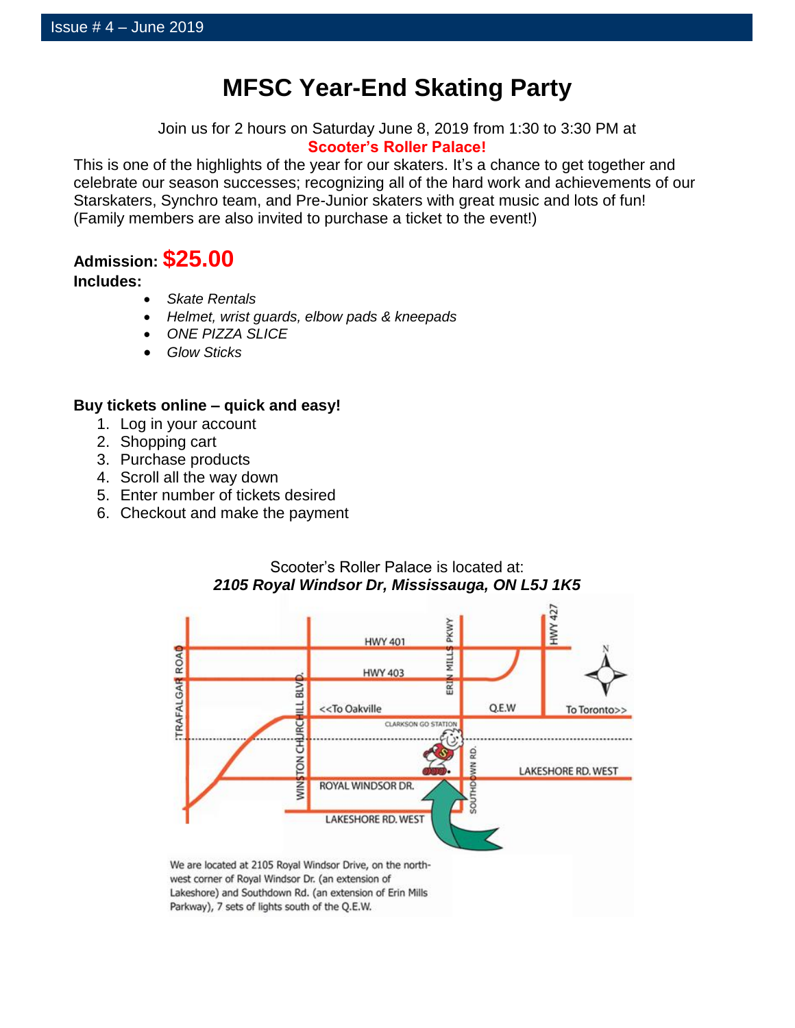# MFSC Year-End Skating Party

Join us for 2 hours on Saturday June 8, 2019 from 1:30 to 3:30 PM at
**Scooter's Roller Palace!**

This is one of the highlights of the year for our skaters. It's a chance to get together and celebrate our season successes; recognizing all of the hard work and achievements of our Starskaters, Synchro team, and Pre-Junior skaters with great music and lots of fun! (Family members are also invited to purchase a ticket to the event!)

**Admission: $25.00**

**Includes:**

- *Skate Rentals*
- *Helmet, wrist guards, elbow pads & kneepads*
- *ONE PIZZA SLICE*
- *Glow Sticks*

**Buy tickets online – quick and easy!**

1. Log in your account
2. Shopping cart
3. Purchase products
4. Scroll all the way down
5. Enter number of tickets desired
6. Checkout and make the payment

Scooter's Roller Palace is located at:
***2105 Royal Windsor Dr, Mississauga, ON L5J 1K5***

HWY 401
HWY 403
HWY 427
TRAFALGAR ROAD
WINSTON CHURCHILL BLVD.
ERIN MILLS PKWY
<<To Oakville
Q.E.W
To Toronto>>
CLARKSON GO STATION
SOUTHDOWN RD.
LAKESHORE RD. WEST
ROYAL WINDSOR DR.
LAKESHORE RD. WEST
N

We are located at 2105 Royal Windsor Drive, on the north-west corner of Royal Windsor Dr. (an extension of Lakeshore) and Southdown Rd. (an extension of Erin Mills Parkway), 7 sets of lights south of the Q.E.W.